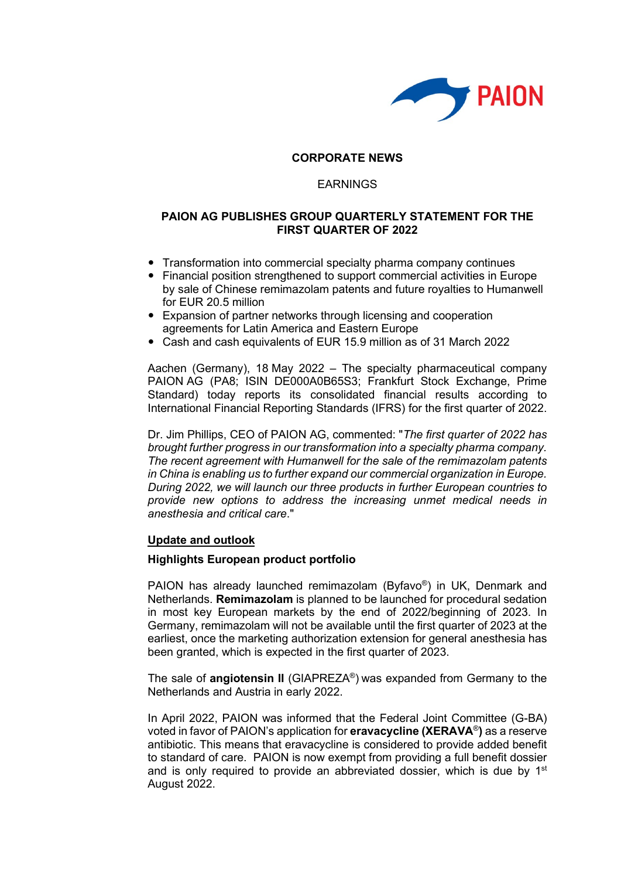**CORPORATE NEWS**

EARNINGS

**PAION AG PUBLISHES GROUP QUARTERLY STATEMENT FOR THE FIRST QUARTER OF 2022**

- Transformation into commercial specialty pharma company continues
- Financial position strengthened to support commercial activities in Europe by sale of Chinese remimazolam patents and future royalties to Humanwell for EUR 20.5 million
- Expansion of partner networks through licensing and cooperation agreements for Latin America and Eastern Europe
- Cash and cash equivalents of EUR 15.9 million as of 31 March 2022

Aachen (Germany), 18 May 2022 – The specialty pharmaceutical company PAION AG (PA8; ISIN DE000A0B65S3; Frankfurt Stock Exchange, Prime Standard) today reports its consolidated financial results according to International Financial Reporting Standards (IFRS) for the first quarter of 2022.

Dr. Jim Phillips, CEO of PAION AG, commented: "*The first quarter of 2022 has brought further progress in our transformation into a specialty pharma company. The recent agreement with Humanwell for the sale of the remimazolam patents in China is enabling us to further expand our commercial organization in Europe. During 2022, we will launch our three products in further European countries to provide new options to address the increasing unmet medical needs in anesthesia and critical care.*"

## Update and outlook

### Highlights European product portfolio

PAION has already launched remimazolam (Byfavo®) in UK, Denmark and Netherlands. **Remimazolam** is planned to be launched for procedural sedation in most key European markets by the end of 2022/beginning of 2023. In Germany, remimazolam will not be available until the first quarter of 2023 at the earliest, once the marketing authorization extension for general anesthesia has been granted, which is expected in the first quarter of 2023.

The sale of **angiotensin II** (GIAPREZA®) was expanded from Germany to the Netherlands and Austria in early 2022.

In April 2022, PAION was informed that the Federal Joint Committee (G-BA) voted in favor of PAION's application for **eravacycline (XERAVA®)** as a reserve antibiotic. This means that eravacycline is considered to provide added benefit to standard of care. PAION is now exempt from providing a full benefit dossier and is only required to provide an abbreviated dossier, which is due by 1st August 2022.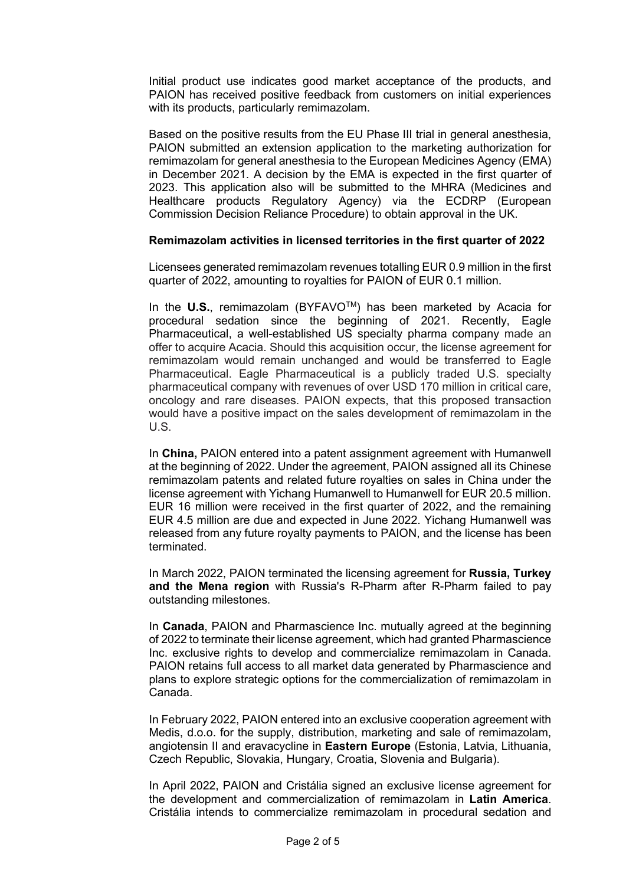Initial product use indicates good market acceptance of the products, and PAION has received positive feedback from customers on initial experiences with its products, particularly remimazolam.

Based on the positive results from the EU Phase III trial in general anesthesia, PAION submitted an extension application to the marketing authorization for remimazolam for general anesthesia to the European Medicines Agency (EMA) in December 2021. A decision by the EMA is expected in the first quarter of 2023. This application also will be submitted to the MHRA (Medicines and Healthcare products Regulatory Agency) via the ECDRP (European Commission Decision Reliance Procedure) to obtain approval in the UK.

**Remimazolam activities in licensed territories in the first quarter of 2022**

Licensees generated remimazolam revenues totalling EUR 0.9 million in the first quarter of 2022, amounting to royalties for PAION of EUR 0.1 million.

In the **U.S.**, remimazolam (BYFAVO™) has been marketed by Acacia for procedural sedation since the beginning of 2021. Recently, Eagle Pharmaceutical, a well-established US specialty pharma company made an offer to acquire Acacia. Should this acquisition occur, the license agreement for remimazolam would remain unchanged and would be transferred to Eagle Pharmaceutical. Eagle Pharmaceutical is a publicly traded U.S. specialty pharmaceutical company with revenues of over USD 170 million in critical care, oncology and rare diseases. PAION expects, that this proposed transaction would have a positive impact on the sales development of remimazolam in the U.S.

In **China,** PAION entered into a patent assignment agreement with Humanwell at the beginning of 2022. Under the agreement, PAION assigned all its Chinese remimazolam patents and related future royalties on sales in China under the license agreement with Yichang Humanwell to Humanwell for EUR 20.5 million. EUR 16 million were received in the first quarter of 2022, and the remaining EUR 4.5 million are due and expected in June 2022. Yichang Humanwell was released from any future royalty payments to PAION, and the license has been terminated.

In March 2022, PAION terminated the licensing agreement for **Russia, Turkey and the Mena region** with Russia's R-Pharm after R-Pharm failed to pay outstanding milestones.

In **Canada**, PAION and Pharmascience Inc. mutually agreed at the beginning of 2022 to terminate their license agreement, which had granted Pharmascience Inc. exclusive rights to develop and commercialize remimazolam in Canada. PAION retains full access to all market data generated by Pharmascience and plans to explore strategic options for the commercialization of remimazolam in Canada.

In February 2022, PAION entered into an exclusive cooperation agreement with Medis, d.o.o. for the supply, distribution, marketing and sale of remimazolam, angiotensin II and eravacycline in **Eastern Europe** (Estonia, Latvia, Lithuania, Czech Republic, Slovakia, Hungary, Croatia, Slovenia and Bulgaria).

In April 2022, PAION and Cristália signed an exclusive license agreement for the development and commercialization of remimazolam in **Latin America**. Cristália intends to commercialize remimazolam in procedural sedation and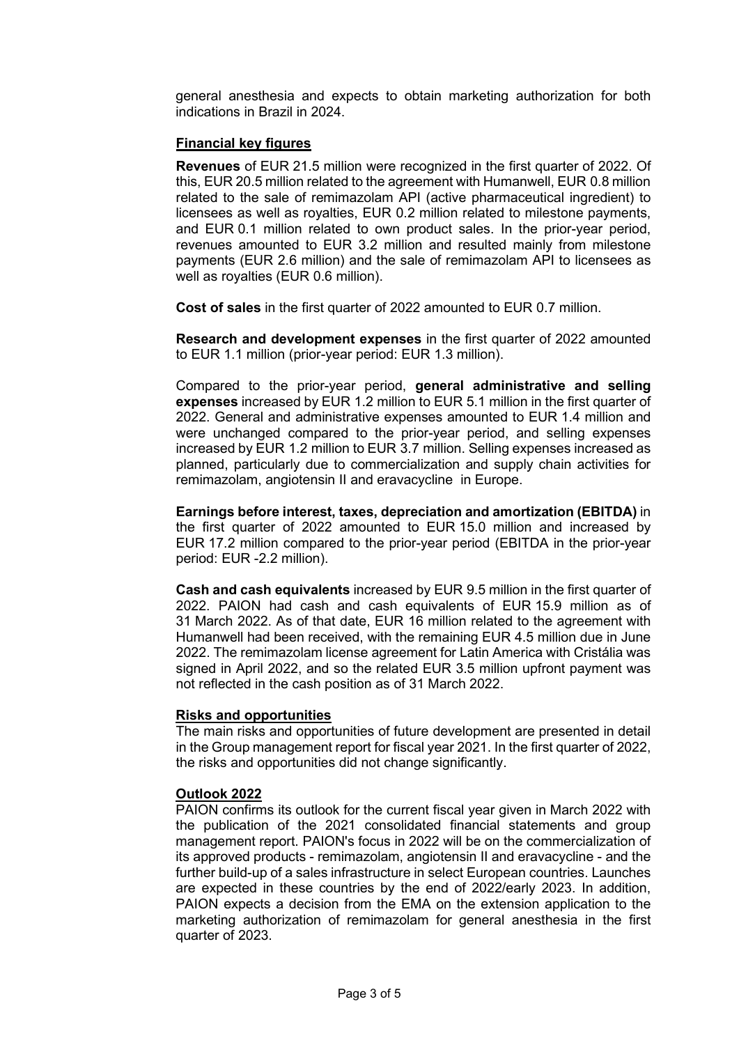general anesthesia and expects to obtain marketing authorization for both indications in Brazil in 2024.

## Financial key figures

**Revenues** of EUR 21.5 million were recognized in the first quarter of 2022. Of this, EUR 20.5 million related to the agreement with Humanwell, EUR 0.8 million related to the sale of remimazolam API (active pharmaceutical ingredient) to licensees as well as royalties, EUR 0.2 million related to milestone payments, and EUR 0.1 million related to own product sales. In the prior-year period, revenues amounted to EUR 3.2 million and resulted mainly from milestone payments (EUR 2.6 million) and the sale of remimazolam API to licensees as well as royalties (EUR 0.6 million).

**Cost of sales** in the first quarter of 2022 amounted to EUR 0.7 million.

**Research and development expenses** in the first quarter of 2022 amounted to EUR 1.1 million (prior-year period: EUR 1.3 million).

Compared to the prior-year period, **general administrative and selling expenses** increased by EUR 1.2 million to EUR 5.1 million in the first quarter of 2022. General and administrative expenses amounted to EUR 1.4 million and were unchanged compared to the prior-year period, and selling expenses increased by EUR 1.2 million to EUR 3.7 million. Selling expenses increased as planned, particularly due to commercialization and supply chain activities for remimazolam, angiotensin II and eravacycline in Europe.

**Earnings before interest, taxes, depreciation and amortization (EBITDA)** in the first quarter of 2022 amounted to EUR 15.0 million and increased by EUR 17.2 million compared to the prior-year period (EBITDA in the prior-year period: EUR -2.2 million).

**Cash and cash equivalents** increased by EUR 9.5 million in the first quarter of 2022. PAION had cash and cash equivalents of EUR 15.9 million as of 31 March 2022. As of that date, EUR 16 million related to the agreement with Humanwell had been received, with the remaining EUR 4.5 million due in June 2022. The remimazolam license agreement for Latin America with Cristália was signed in April 2022, and so the related EUR 3.5 million upfront payment was not reflected in the cash position as of 31 March 2022.

## Risks and opportunities

The main risks and opportunities of future development are presented in detail in the Group management report for fiscal year 2021. In the first quarter of 2022, the risks and opportunities did not change significantly.

## Outlook 2022

PAION confirms its outlook for the current fiscal year given in March 2022 with the publication of the 2021 consolidated financial statements and group management report. PAION's focus in 2022 will be on the commercialization of its approved products - remimazolam, angiotensin II and eravacycline - and the further build-up of a sales infrastructure in select European countries. Launches are expected in these countries by the end of 2022/early 2023. In addition, PAION expects a decision from the EMA on the extension application to the marketing authorization of remimazolam for general anesthesia in the first quarter of 2023.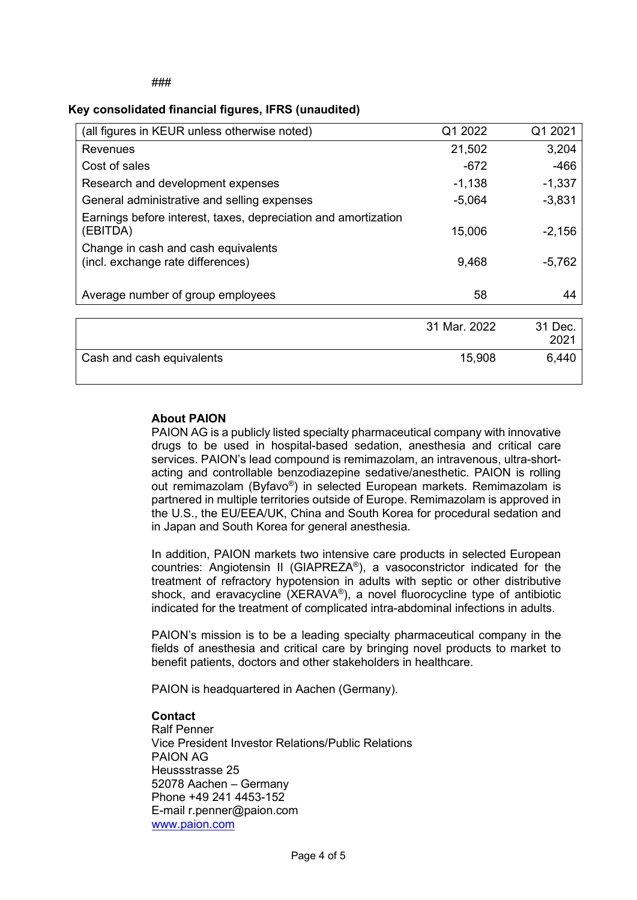###

**Key consolidated financial figures, IFRS (unaudited)**

| (all figures in KEUR unless otherwise noted) | Q1 2022 | Q1 2021 |
|---|---|---|
| Revenues | 21,502 | 3,204 |
| Cost of sales | -672 | -466 |
| Research and development expenses | -1,138 | -1,337 |
| General administrative and selling expenses | -5,064 | -3,831 |
| Earnings before interest, taxes, depreciation and amortization (EBITDA) | 15,006 | -2,156 |
| Change in cash and cash equivalents (incl. exchange rate differences) | 9,468 | -5,762 |
| Average number of group employees | 58 | 44 |

| | 31 Mar. 2022 | 31 Dec. 2021 |
|---|---|---|
| Cash and cash equivalents | 15,908 | 6,440 |

**About PAION**

PAION AG is a publicly listed specialty pharmaceutical company with innovative drugs to be used in hospital-based sedation, anesthesia and critical care services. PAION's lead compound is remimazolam, an intravenous, ultra-short-acting and controllable benzodiazepine sedative/anesthetic. PAION is rolling out remimazolam (Byfavo®) in selected European markets. Remimazolam is partnered in multiple territories outside of Europe. Remimazolam is approved in the U.S., the EU/EEA/UK, China and South Korea for procedural sedation and in Japan and South Korea for general anesthesia.

In addition, PAION markets two intensive care products in selected European countries: Angiotensin II (GIAPREZA®), a vasoconstrictor indicated for the treatment of refractory hypotension in adults with septic or other distributive shock, and eravacycline (XERAVA®), a novel fluorocycline type of antibiotic indicated for the treatment of complicated intra-abdominal infections in adults.

PAION's mission is to be a leading specialty pharmaceutical company in the fields of anesthesia and critical care by bringing novel products to market to benefit patients, doctors and other stakeholders in healthcare.

PAION is headquartered in Aachen (Germany).

**Contact**

Ralf Penner
Vice President Investor Relations/Public Relations
PAION AG
Heussstrasse 25
52078 Aachen – Germany
Phone +49 241 4453-152
E-mail r.penner@paion.com
www.paion.com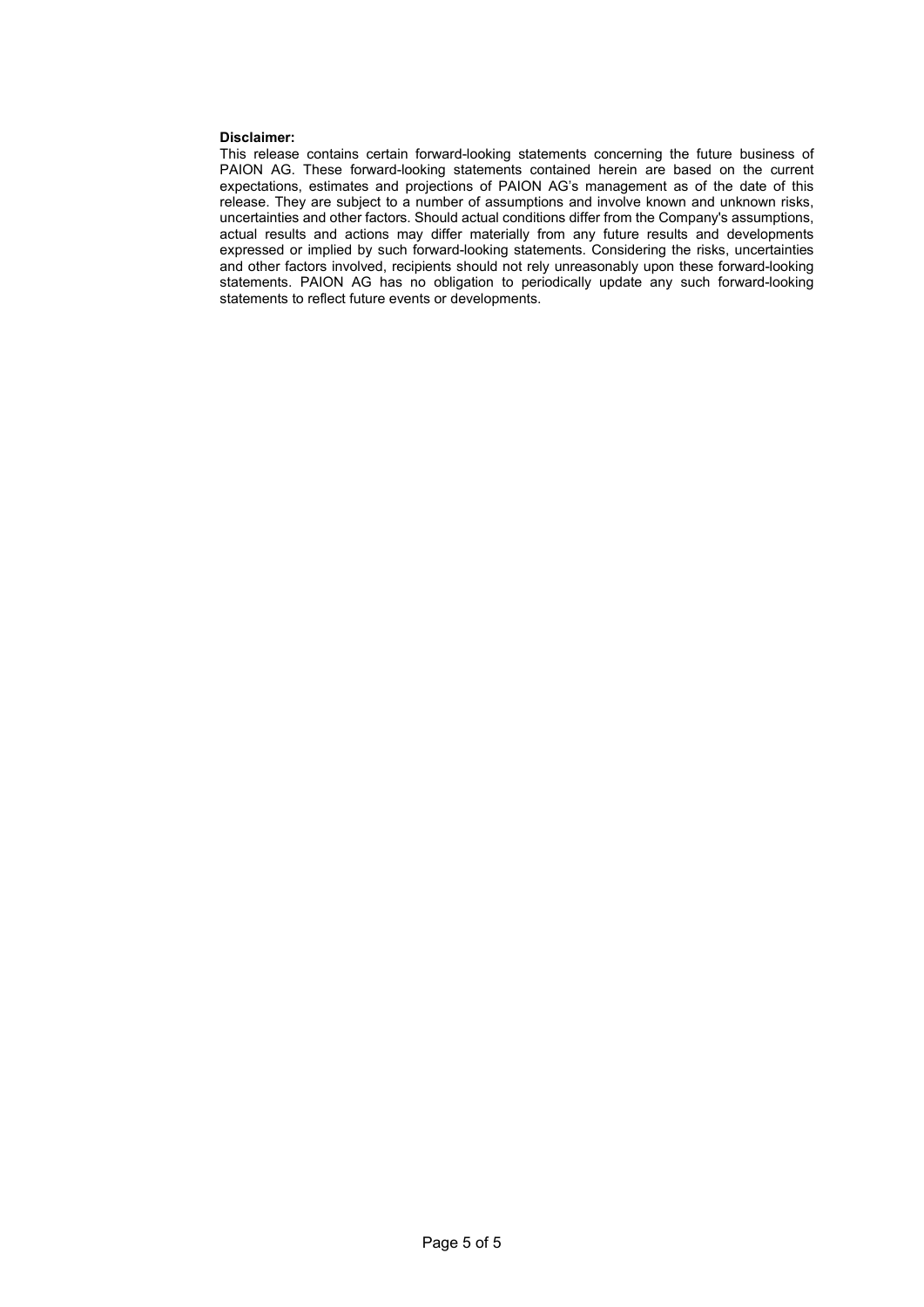**Disclaimer:**

This release contains certain forward-looking statements concerning the future business of PAION AG. These forward-looking statements contained herein are based on the current expectations, estimates and projections of PAION AG's management as of the date of this release. They are subject to a number of assumptions and involve known and unknown risks, uncertainties and other factors. Should actual conditions differ from the Company's assumptions, actual results and actions may differ materially from any future results and developments expressed or implied by such forward-looking statements. Considering the risks, uncertainties and other factors involved, recipients should not rely unreasonably upon these forward-looking statements. PAION AG has no obligation to periodically update any such forward-looking statements to reflect future events or developments.